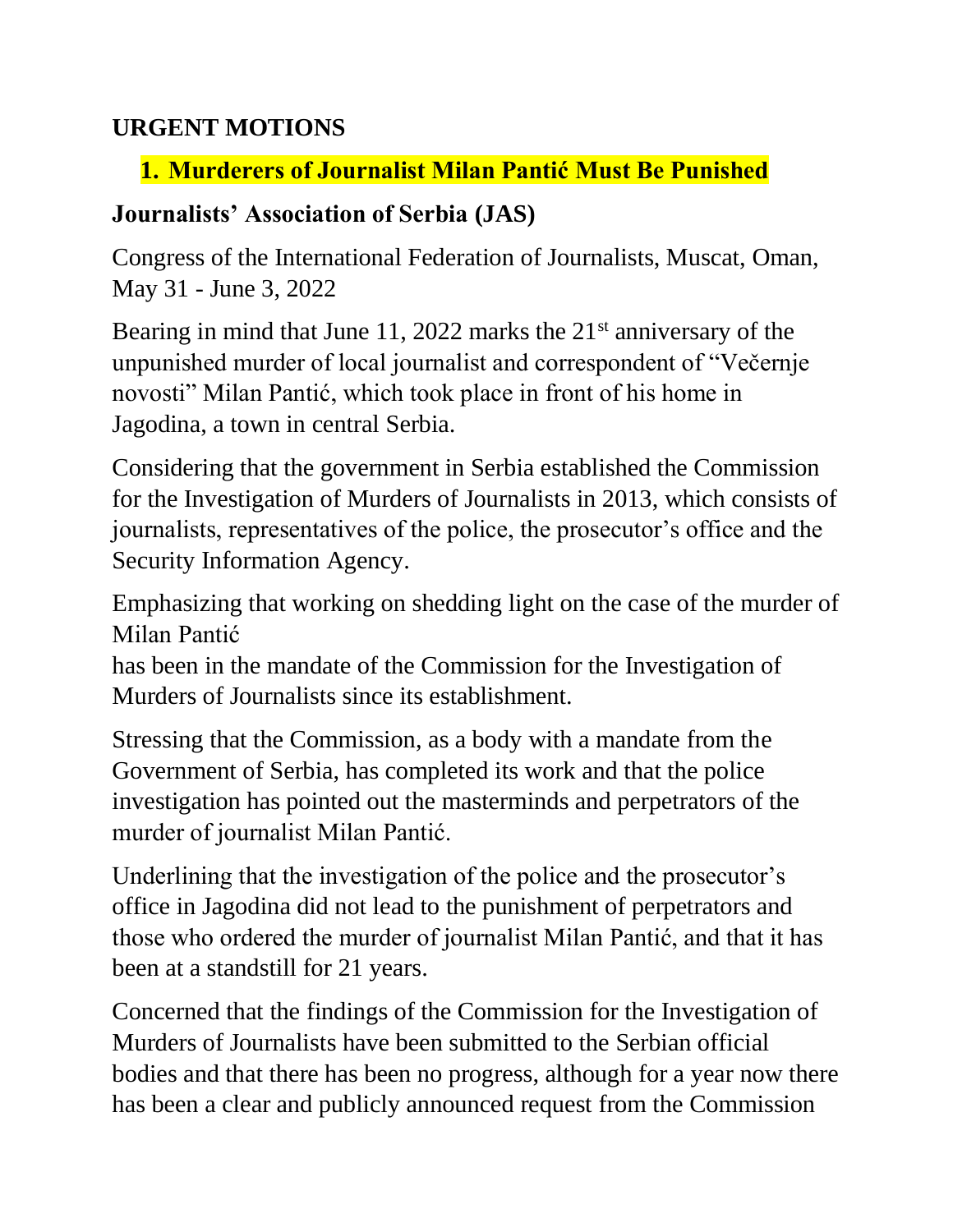## URGENT MOTIONS

### 1. Murderers of Journalist Milan Pantić Must Be Punished

**Journalists' Association of Serbia (JAS)**

Congress of the International Federation of Journalists, Muscat, Oman, May 31 - June 3, 2022

Bearing in mind that June 11, 2022 marks the 21st anniversary of the unpunished murder of local journalist and correspondent of "Večernje novosti" Milan Pantić, which took place in front of his home in Jagodina, a town in central Serbia.

Considering that the government in Serbia established the Commission for the Investigation of Murders of Journalists in 2013, which consists of journalists, representatives of the police, the prosecutor's office and the Security Information Agency.

Emphasizing that working on shedding light on the case of the murder of Milan Pantić has been in the mandate of the Commission for the Investigation of Murders of Journalists since its establishment.

Stressing that the Commission, as a body with a mandate from the Government of Serbia, has completed its work and that the police investigation has pointed out the masterminds and perpetrators of the murder of journalist Milan Pantić.

Underlining that the investigation of the police and the prosecutor's office in Jagodina did not lead to the punishment of perpetrators and those who ordered the murder of journalist Milan Pantić, and that it has been at a standstill for 21 years.

Concerned that the findings of the Commission for the Investigation of Murders of Journalists have been submitted to the Serbian official bodies and that there has been no progress, although for a year now there has been a clear and publicly announced request from the Commission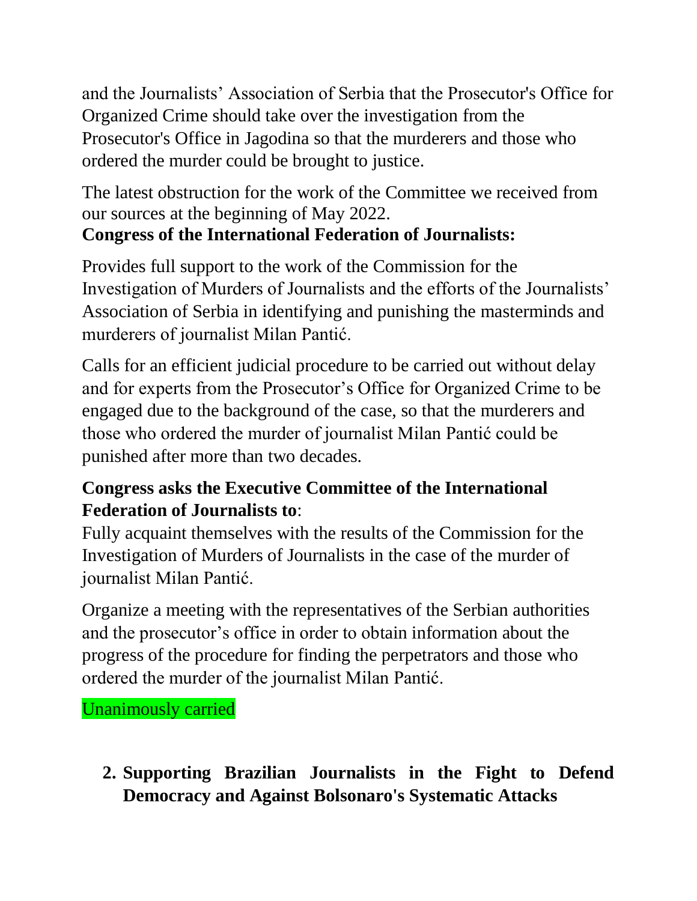and the Journalists' Association of Serbia that the Prosecutor's Office for Organized Crime should take over the investigation from the Prosecutor's Office in Jagodina so that the murderers and those who ordered the murder could be brought to justice.

The latest obstruction for the work of the Committee we received from our sources at the beginning of May 2022.

**Congress of the International Federation of Journalists:**

Provides full support to the work of the Commission for the Investigation of Murders of Journalists and the efforts of the Journalists' Association of Serbia in identifying and punishing the masterminds and murderers of journalist Milan Pantić.

Calls for an efficient judicial procedure to be carried out without delay and for experts from the Prosecutor's Office for Organized Crime to be engaged due to the background of the case, so that the murderers and those who ordered the murder of journalist Milan Pantić could be punished after more than two decades.

**Congress asks the Executive Committee of the International Federation of Journalists to**:

Fully acquaint themselves with the results of the Commission for the Investigation of Murders of Journalists in the case of the murder of journalist Milan Pantić.

Organize a meeting with the representatives of the Serbian authorities and the prosecutor's office in order to obtain information about the progress of the procedure for finding the perpetrators and those who ordered the murder of the journalist Milan Pantić.

Unanimously carried

2. **Supporting Brazilian Journalists in the Fight to Defend Democracy and Against Bolsonaro's Systematic Attacks**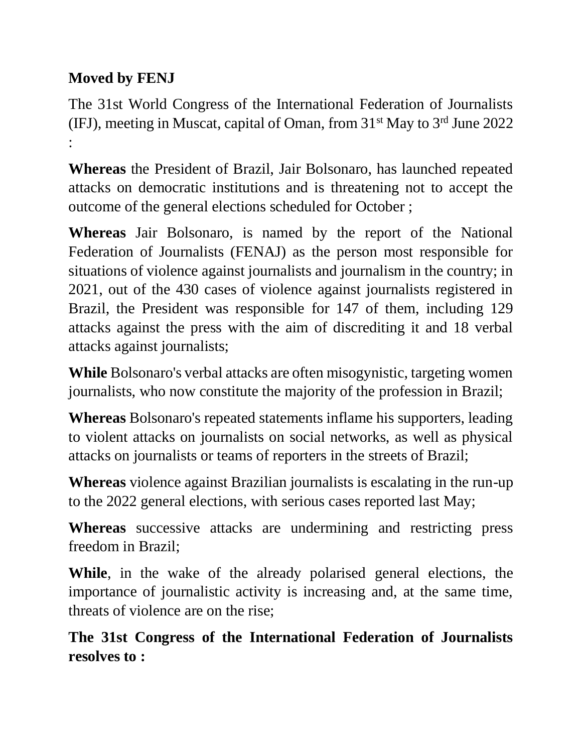**Moved by FENJ**

The 31st World Congress of the International Federation of Journalists (IFJ), meeting in Muscat, capital of Oman, from 31st May to 3rd June 2022 :

**Whereas** the President of Brazil, Jair Bolsonaro, has launched repeated attacks on democratic institutions and is threatening not to accept the outcome of the general elections scheduled for October ;

**Whereas** Jair Bolsonaro, is named by the report of the National Federation of Journalists (FENAJ) as the person most responsible for situations of violence against journalists and journalism in the country; in 2021, out of the 430 cases of violence against journalists registered in Brazil, the President was responsible for 147 of them, including 129 attacks against the press with the aim of discrediting it and 18 verbal attacks against journalists;

**While** Bolsonaro's verbal attacks are often misogynistic, targeting women journalists, who now constitute the majority of the profession in Brazil;

**Whereas** Bolsonaro's repeated statements inflame his supporters, leading to violent attacks on journalists on social networks, as well as physical attacks on journalists or teams of reporters in the streets of Brazil;

**Whereas** violence against Brazilian journalists is escalating in the run-up to the 2022 general elections, with serious cases reported last May;

**Whereas** successive attacks are undermining and restricting press freedom in Brazil;

**While**, in the wake of the already polarised general elections, the importance of journalistic activity is increasing and, at the same time, threats of violence are on the rise;

**The 31st Congress of the International Federation of Journalists resolves to :**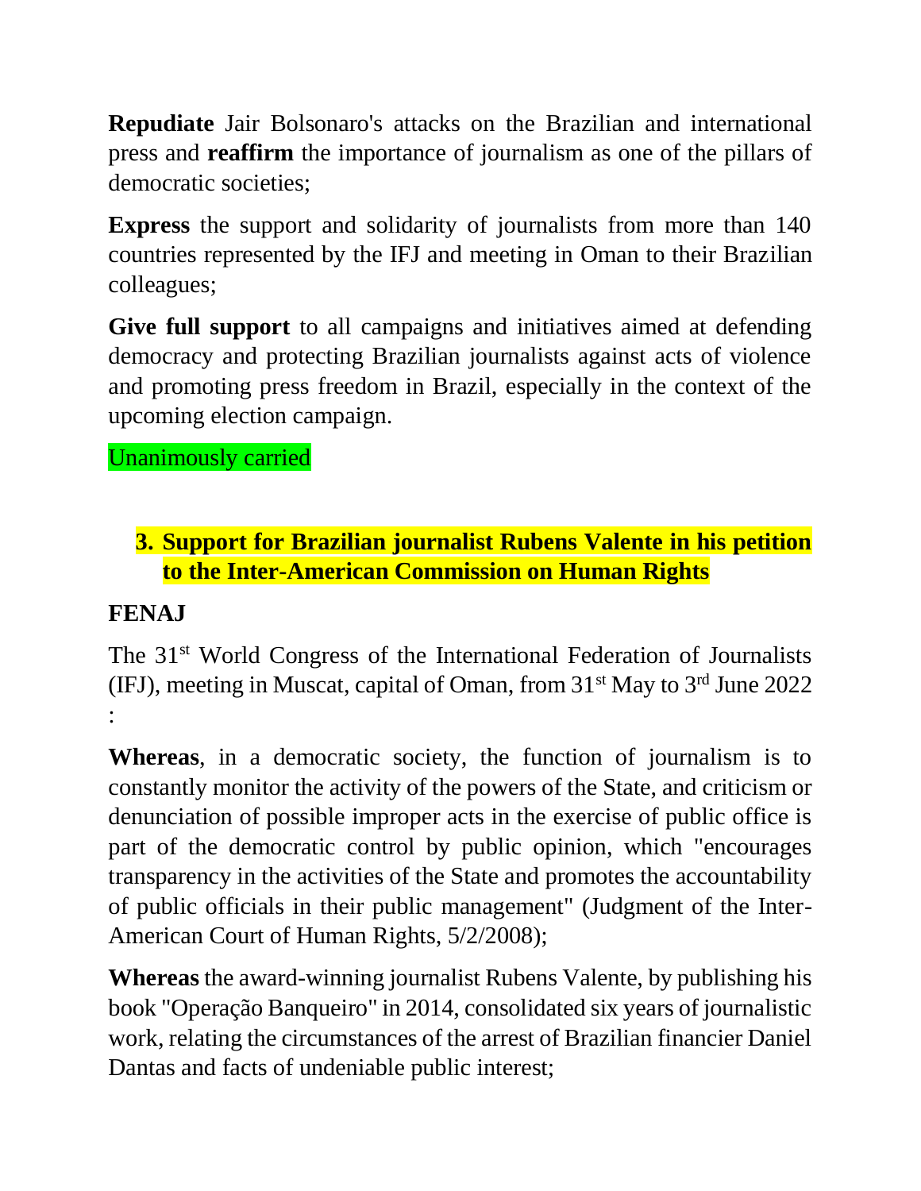**Repudiate** Jair Bolsonaro's attacks on the Brazilian and international press and **reaffirm** the importance of journalism as one of the pillars of democratic societies;

**Express** the support and solidarity of journalists from more than 140 countries represented by the IFJ and meeting in Oman to their Brazilian colleagues;

**Give full support** to all campaigns and initiatives aimed at defending democracy and protecting Brazilian journalists against acts of violence and promoting press freedom in Brazil, especially in the context of the upcoming election campaign.

Unanimously carried

## 3. Support for Brazilian journalist Rubens Valente in his petition to the Inter-American Commission on Human Rights

**FENAJ**

The 31st World Congress of the International Federation of Journalists (IFJ), meeting in Muscat, capital of Oman, from 31st May to 3rd June 2022 :

**Whereas**, in a democratic society, the function of journalism is to constantly monitor the activity of the powers of the State, and criticism or denunciation of possible improper acts in the exercise of public office is part of the democratic control by public opinion, which "encourages transparency in the activities of the State and promotes the accountability of public officials in their public management" (Judgment of the Inter-American Court of Human Rights, 5/2/2008);

**Whereas** the award-winning journalist Rubens Valente, by publishing his book "Operação Banqueiro" in 2014, consolidated six years of journalistic work, relating the circumstances of the arrest of Brazilian financier Daniel Dantas and facts of undeniable public interest;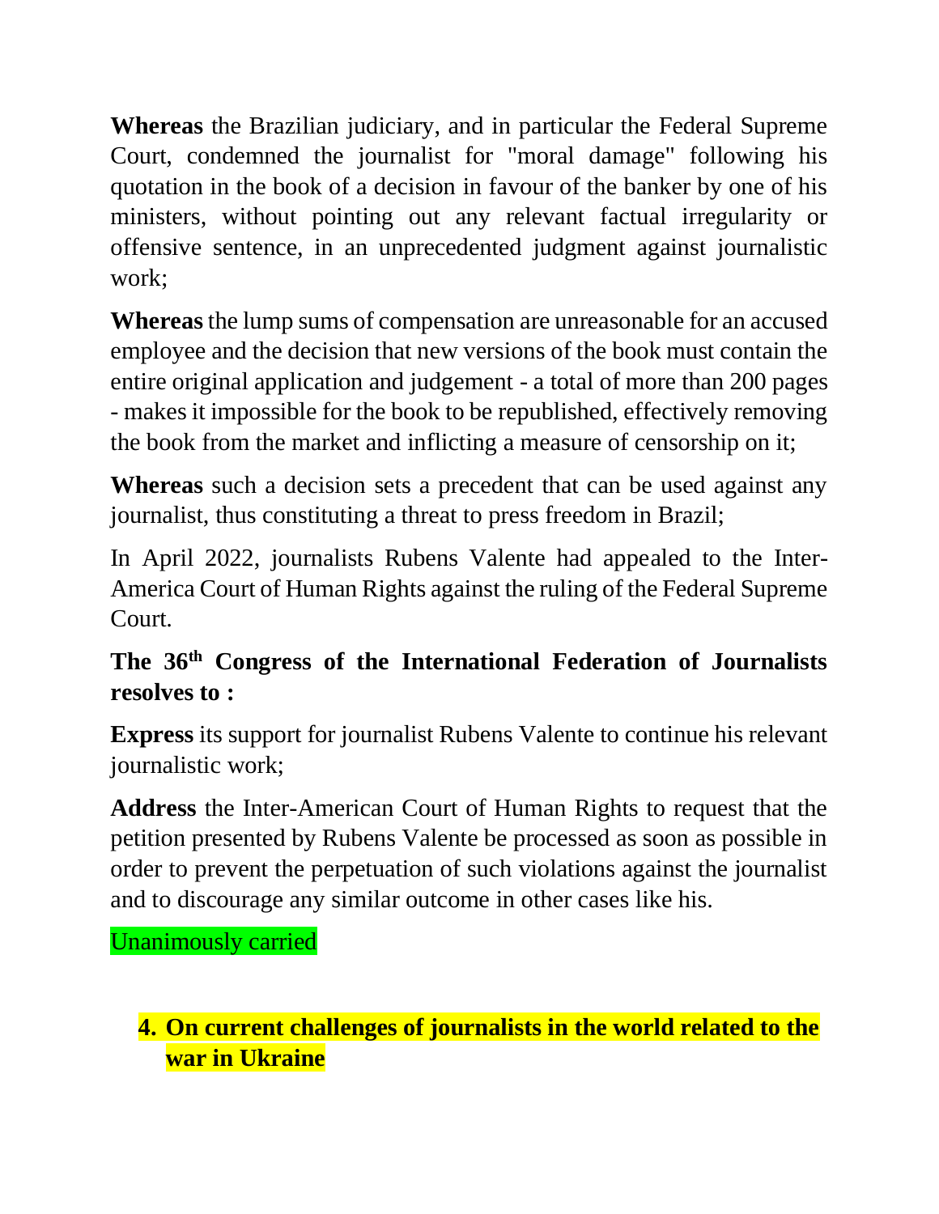**Whereas** the Brazilian judiciary, and in particular the Federal Supreme Court, condemned the journalist for "moral damage" following his quotation in the book of a decision in favour of the banker by one of his ministers, without pointing out any relevant factual irregularity or offensive sentence, in an unprecedented judgment against journalistic work;

**Whereas** the lump sums of compensation are unreasonable for an accused employee and the decision that new versions of the book must contain the entire original application and judgement - a total of more than 200 pages - makes it impossible for the book to be republished, effectively removing the book from the market and inflicting a measure of censorship on it;

**Whereas** such a decision sets a precedent that can be used against any journalist, thus constituting a threat to press freedom in Brazil;

In April 2022, journalists Rubens Valente had appealed to the Inter-America Court of Human Rights against the ruling of the Federal Supreme Court.

**The 36th Congress of the International Federation of Journalists resolves to :**

**Express** its support for journalist Rubens Valente to continue his relevant journalistic work;

**Address** the Inter-American Court of Human Rights to request that the petition presented by Rubens Valente be processed as soon as possible in order to prevent the perpetuation of such violations against the journalist and to discourage any similar outcome in other cases like his.

Unanimously carried

## 4. On current challenges of journalists in the world related to the war in Ukraine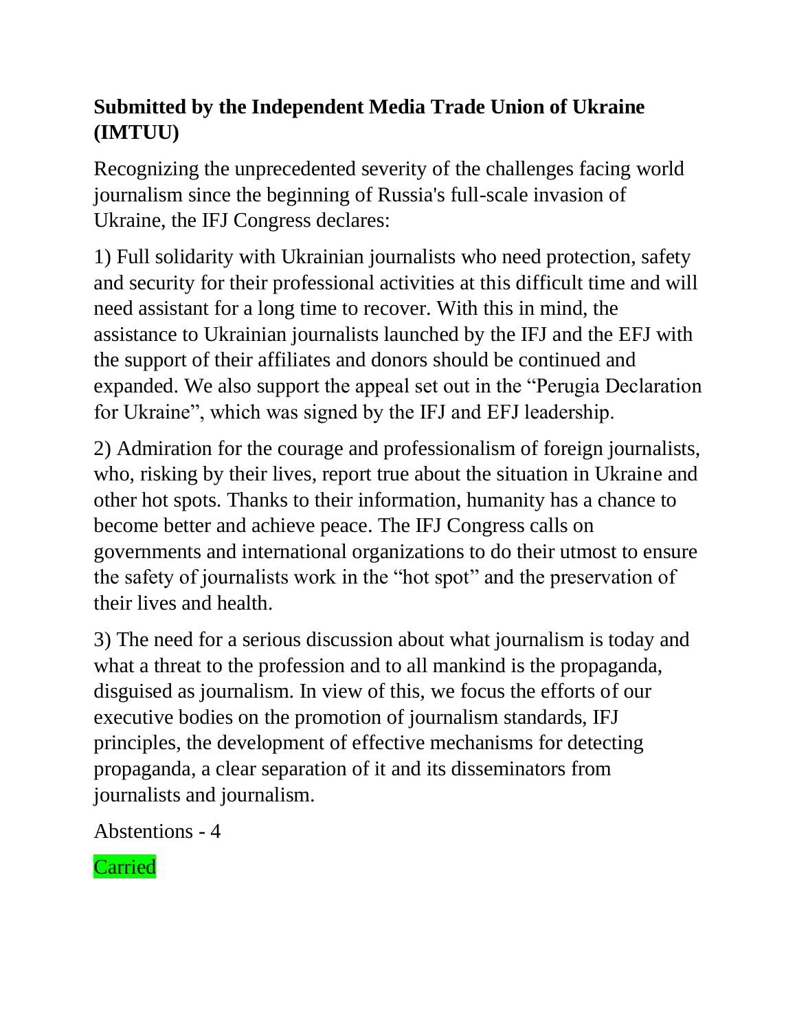**Submitted by the Independent Media Trade Union of Ukraine (IMTUU)**

Recognizing the unprecedented severity of the challenges facing world journalism since the beginning of Russia's full-scale invasion of Ukraine, the IFJ Congress declares:

1) Full solidarity with Ukrainian journalists who need protection, safety and security for their professional activities at this difficult time and will need assistant for a long time to recover. With this in mind, the assistance to Ukrainian journalists launched by the IFJ and the EFJ with the support of their affiliates and donors should be continued and expanded. We also support the appeal set out in the "Perugia Declaration for Ukraine", which was signed by the IFJ and EFJ leadership.

2) Admiration for the courage and professionalism of foreign journalists, who, risking by their lives, report true about the situation in Ukraine and other hot spots. Thanks to their information, humanity has a chance to become better and achieve peace. The IFJ Congress calls on governments and international organizations to do their utmost to ensure the safety of journalists work in the "hot spot" and the preservation of their lives and health.

3) The need for a serious discussion about what journalism is today and what a threat to the profession and to all mankind is the propaganda, disguised as journalism. In view of this, we focus the efforts of our executive bodies on the promotion of journalism standards, IFJ principles, the development of effective mechanisms for detecting propaganda, a clear separation of it and its disseminators from journalists and journalism.

Abstentions - 4

Carried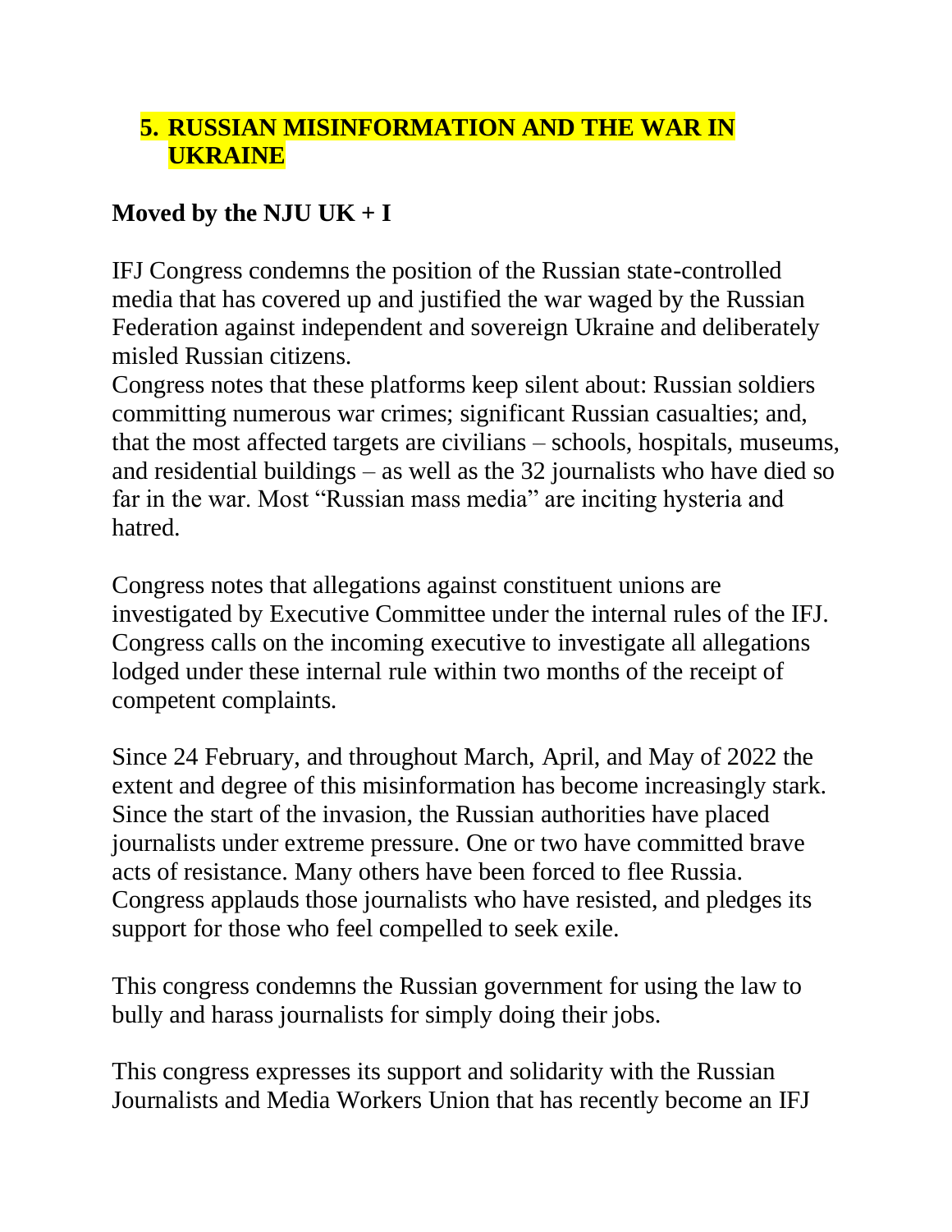## 5. RUSSIAN MISINFORMATION AND THE WAR IN UKRAINE

**Moved by the NJU UK + I**

IFJ Congress condemns the position of the Russian state-controlled media that has covered up and justified the war waged by the Russian Federation against independent and sovereign Ukraine and deliberately misled Russian citizens.
Congress notes that these platforms keep silent about: Russian soldiers committing numerous war crimes; significant Russian casualties; and, that the most affected targets are civilians – schools, hospitals, museums, and residential buildings – as well as the 32 journalists who have died so far in the war. Most "Russian mass media" are inciting hysteria and hatred.

Congress notes that allegations against constituent unions are investigated by Executive Committee under the internal rules of the IFJ. Congress calls on the incoming executive to investigate all allegations lodged under these internal rule within two months of the receipt of competent complaints.

Since 24 February, and throughout March, April, and May of 2022 the extent and degree of this misinformation has become increasingly stark. Since the start of the invasion, the Russian authorities have placed journalists under extreme pressure. One or two have committed brave acts of resistance. Many others have been forced to flee Russia. Congress applauds those journalists who have resisted, and pledges its support for those who feel compelled to seek exile.

This congress condemns the Russian government for using the law to bully and harass journalists for simply doing their jobs.

This congress expresses its support and solidarity with the Russian Journalists and Media Workers Union that has recently become an IFJ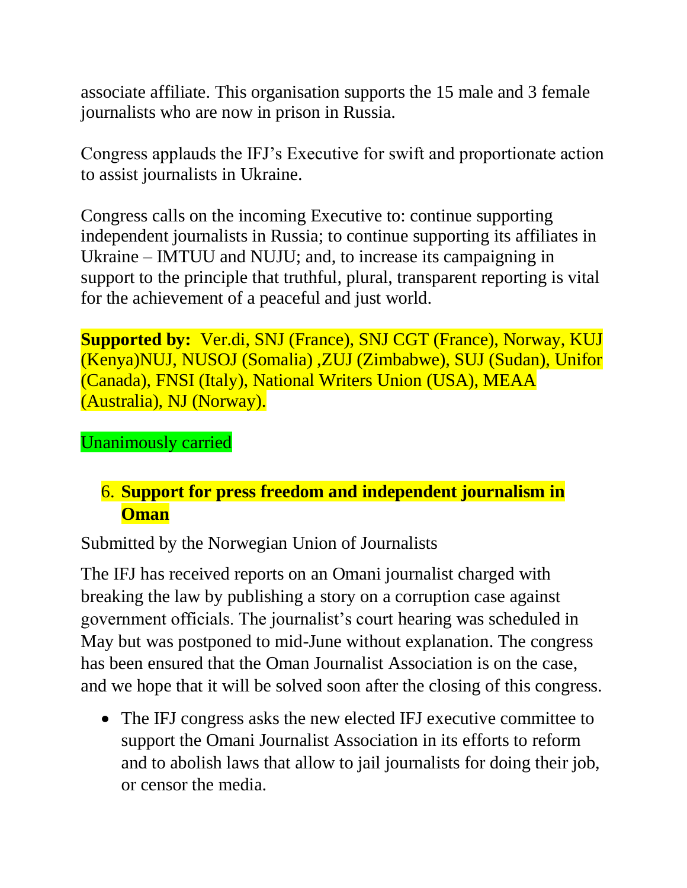associate affiliate. This organisation supports the 15 male and 3 female journalists who are now in prison in Russia.

Congress applauds the IFJ's Executive for swift and proportionate action to assist journalists in Ukraine.

Congress calls on the incoming Executive to: continue supporting independent journalists in Russia; to continue supporting its affiliates in Ukraine – IMTUU and NUJU; and, to increase its campaigning in support to the principle that truthful, plural, transparent reporting is vital for the achievement of a peaceful and just world.

**Supported by:** Ver.di, SNJ (France), SNJ CGT (France), Norway, KUJ (Kenya)NUJ, NUSOJ (Somalia) ,ZUJ (Zimbabwe), SUJ (Sudan), Unifor (Canada), FNSI (Italy), National Writers Union (USA), MEAA (Australia), NJ (Norway).

Unanimously carried

6. **Support for press freedom and independent journalism in Oman**

Submitted by the Norwegian Union of Journalists

The IFJ has received reports on an Omani journalist charged with breaking the law by publishing a story on a corruption case against government officials. The journalist's court hearing was scheduled in May but was postponed to mid-June without explanation. The congress has been ensured that the Oman Journalist Association is on the case, and we hope that it will be solved soon after the closing of this congress.

- The IFJ congress asks the new elected IFJ executive committee to support the Omani Journalist Association in its efforts to reform and to abolish laws that allow to jail journalists for doing their job, or censor the media.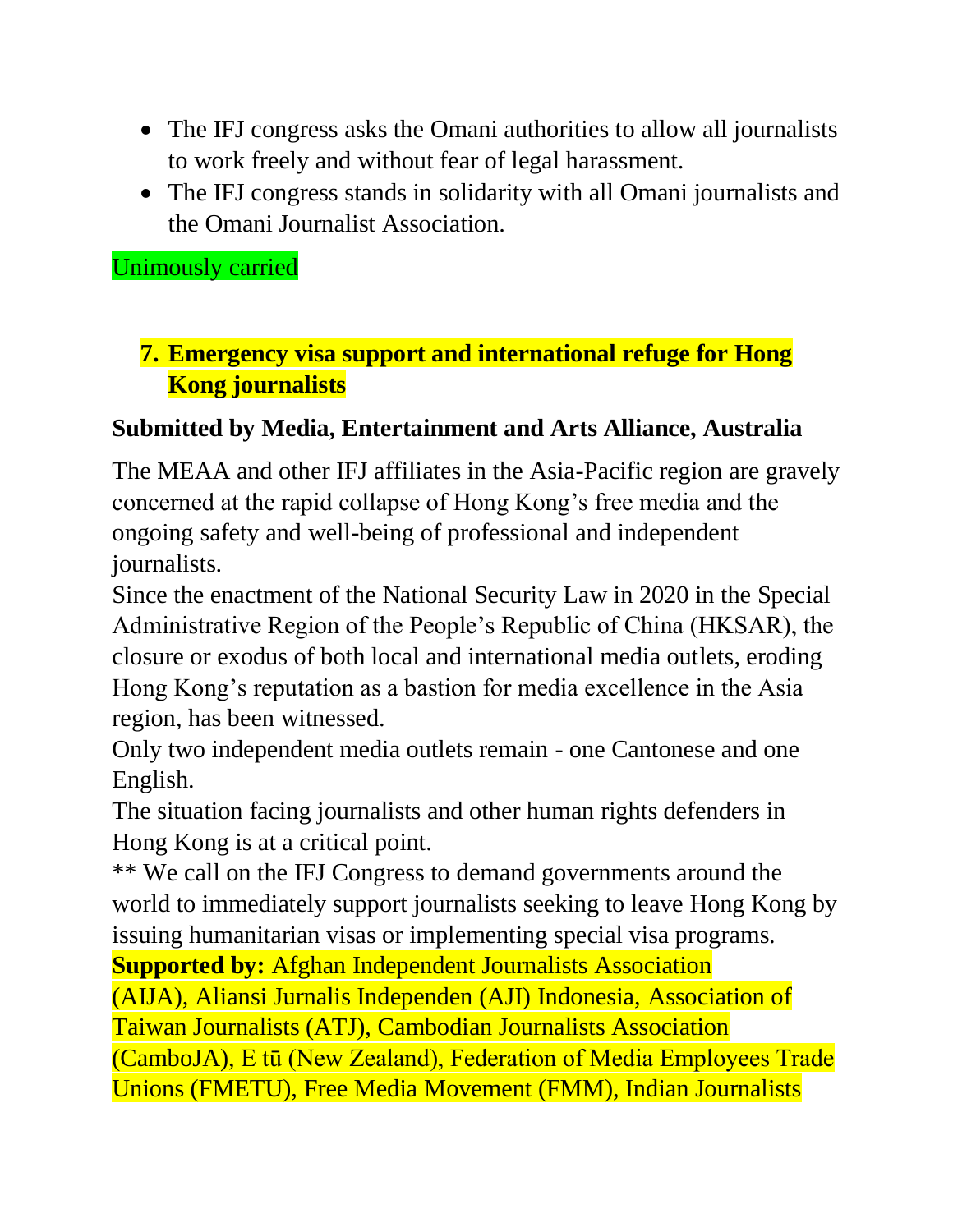- The IFJ congress asks the Omani authorities to allow all journalists to work freely and without fear of legal harassment.
- The IFJ congress stands in solidarity with all Omani journalists and the Omani Journalist Association.

Unimously carried

## 7. Emergency visa support and international refuge for Hong Kong journalists

**Submitted by Media, Entertainment and Arts Alliance, Australia**

The MEAA and other IFJ affiliates in the Asia-Pacific region are gravely concerned at the rapid collapse of Hong Kong's free media and the ongoing safety and well-being of professional and independent journalists.

Since the enactment of the National Security Law in 2020 in the Special Administrative Region of the People's Republic of China (HKSAR), the closure or exodus of both local and international media outlets, eroding Hong Kong's reputation as a bastion for media excellence in the Asia region, has been witnessed.

Only two independent media outlets remain - one Cantonese and one English.

The situation facing journalists and other human rights defenders in Hong Kong is at a critical point.

** We call on the IFJ Congress to demand governments around the world to immediately support journalists seeking to leave Hong Kong by issuing humanitarian visas or implementing special visa programs.

**Supported by:** Afghan Independent Journalists Association (AIJA), Aliansi Jurnalis Independen (AJI) Indonesia, Association of Taiwan Journalists (ATJ), Cambodian Journalists Association (CamboJA), E tū (New Zealand), Federation of Media Employees Trade Unions (FMETU), Free Media Movement (FMM), Indian Journalists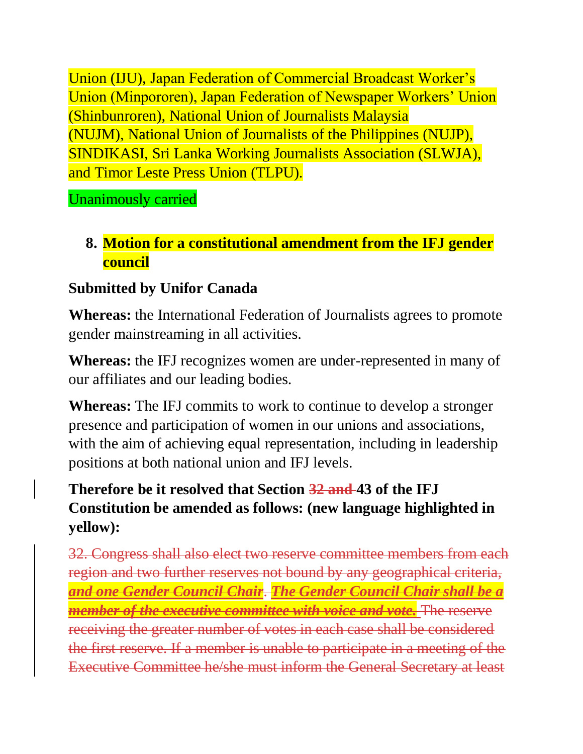Union (IJU), Japan Federation of Commercial Broadcast Worker's Union (Minpororen), Japan Federation of Newspaper Workers' Union (Shinbunroren), National Union of Journalists Malaysia (NUJM), National Union of Journalists of the Philippines (NUJP), SINDIKASI, Sri Lanka Working Journalists Association (SLWJA), and Timor Leste Press Union (TLPU).

Unanimously carried

8. **Motion for a constitutional amendment from the IFJ gender council**

**Submitted by Unifor Canada**

**Whereas:** the International Federation of Journalists agrees to promote gender mainstreaming in all activities.

**Whereas:** the IFJ recognizes women are under-represented in many of our affiliates and our leading bodies.

**Whereas:** The IFJ commits to work to continue to develop a stronger presence and participation of women in our unions and associations, with the aim of achieving equal representation, including in leadership positions at both national union and IFJ levels.

**Therefore be it resolved that Section ~~32 and~~ 43 of the IFJ Constitution be amended as follows: (new language highlighted in yellow):**

~~32. Congress shall also elect two reserve committee members from each region and two further reserves not bound by any geographical criteria, ***and one Gender Council Chair***. ***The Gender Council Chair shall be a member of the executive committee with voice and vote.*** The reserve receiving the greater number of votes in each case shall be considered the first reserve. If a member is unable to participate in a meeting of the Executive Committee he/she must inform the General Secretary at least~~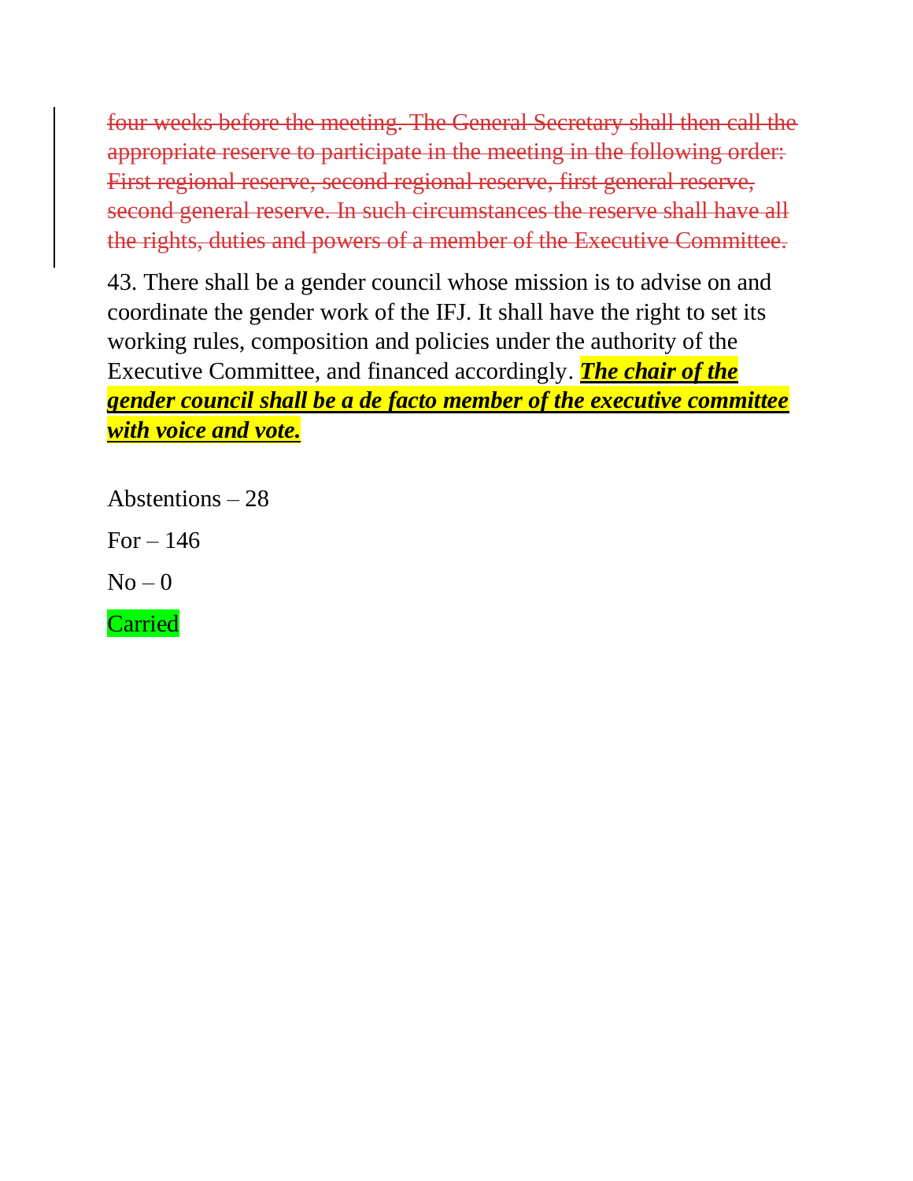~~four weeks before the meeting. The General Secretary shall then call the appropriate reserve to participate in the meeting in the following order: First regional reserve, second regional reserve, first general reserve, second general reserve. In such circumstances the reserve shall have all the rights, duties and powers of a member of the Executive Committee.~~

43. There shall be a gender council whose mission is to advise on and coordinate the gender work of the IFJ. It shall have the right to set its working rules, composition and policies under the authority of the Executive Committee, and financed accordingly. ***The chair of the gender council shall be a de facto member of the executive committee with voice and vote.***

Abstentions – 28

For – 146

No – 0

Carried